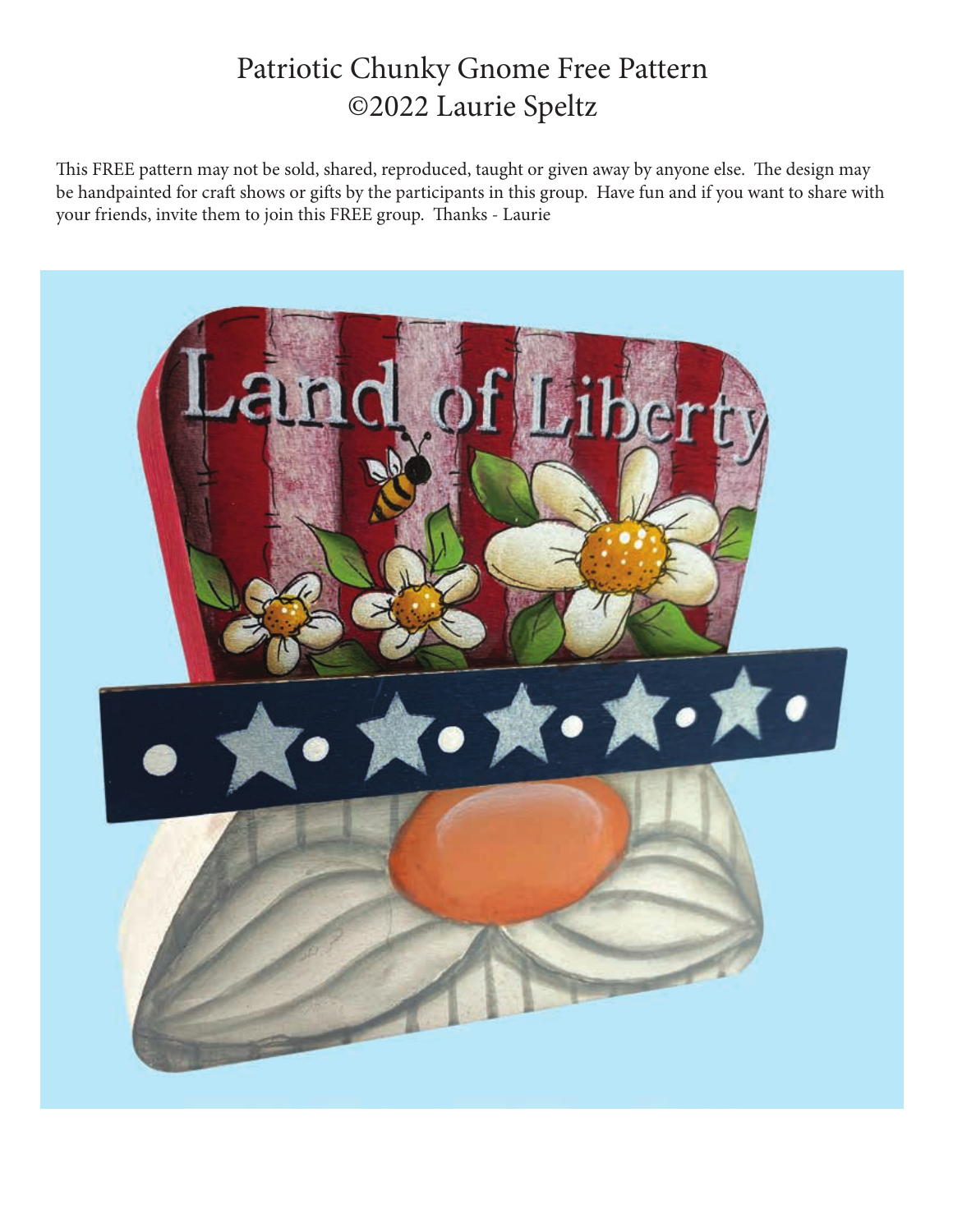# Patriotic Chunky Gnome Free Pattern
# ©2022 Laurie Speltz

This FREE pattern may not be sold, shared, reproduced, taught or given away by anyone else. The design may be handpainted for craft shows or gifts by the participants in this group. Have fun and if you want to share with your friends, invite them to join this FREE group. Thanks - Laurie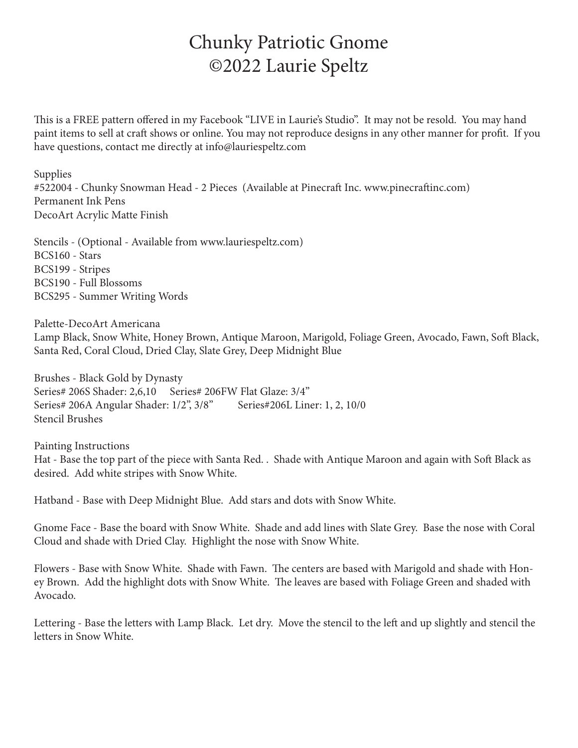# Chunky Patriotic Gnome
# ©2022 Laurie Speltz

This is a FREE pattern offered in my Facebook "LIVE in Laurie's Studio". It may not be resold. You may hand paint items to sell at craft shows or online. You may not reproduce designs in any other manner for profit. If you have questions, contact me directly at info@lauriespeltz.com

Supplies
#522004 - Chunky Snowman Head - 2 Pieces (Available at Pinecraft Inc. www.pinecraftinc.com)
Permanent Ink Pens
DecoArt Acrylic Matte Finish

Stencils - (Optional - Available from www.lauriespeltz.com)
BCS160 - Stars
BCS199 - Stripes
BCS190 - Full Blossoms
BCS295 - Summer Writing Words

Palette-DecoArt Americana
Lamp Black, Snow White, Honey Brown, Antique Maroon, Marigold, Foliage Green, Avocado, Fawn, Soft Black, Santa Red, Coral Cloud, Dried Clay, Slate Grey, Deep Midnight Blue

Brushes - Black Gold by Dynasty
Series# 206S Shader: 2,6,10 Series# 206FW Flat Glaze: 3/4"
Series# 206A Angular Shader: 1/2", 3/8" Series#206L Liner: 1, 2, 10/0
Stencil Brushes

Painting Instructions
Hat - Base the top part of the piece with Santa Red. . Shade with Antique Maroon and again with Soft Black as desired. Add white stripes with Snow White.

Hatband - Base with Deep Midnight Blue. Add stars and dots with Snow White.

Gnome Face - Base the board with Snow White. Shade and add lines with Slate Grey. Base the nose with Coral Cloud and shade with Dried Clay. Highlight the nose with Snow White.

Flowers - Base with Snow White. Shade with Fawn. The centers are based with Marigold and shade with Honey Brown. Add the highlight dots with Snow White. The leaves are based with Foliage Green and shaded with Avocado.

Lettering - Base the letters with Lamp Black. Let dry. Move the stencil to the left and up slightly and stencil the letters in Snow White.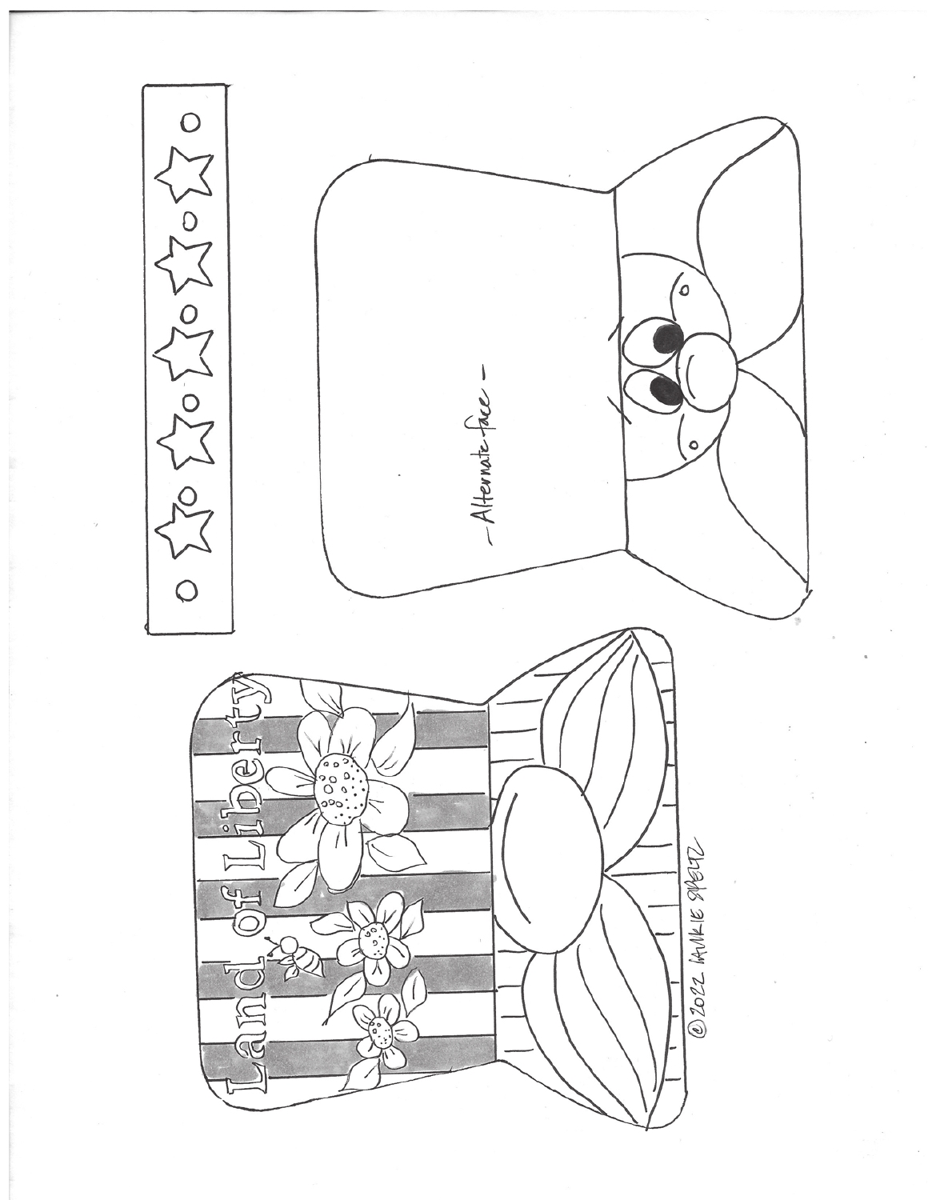Land of Liberty

© 2022 LAURIE SPELTZ

– Alternate face –